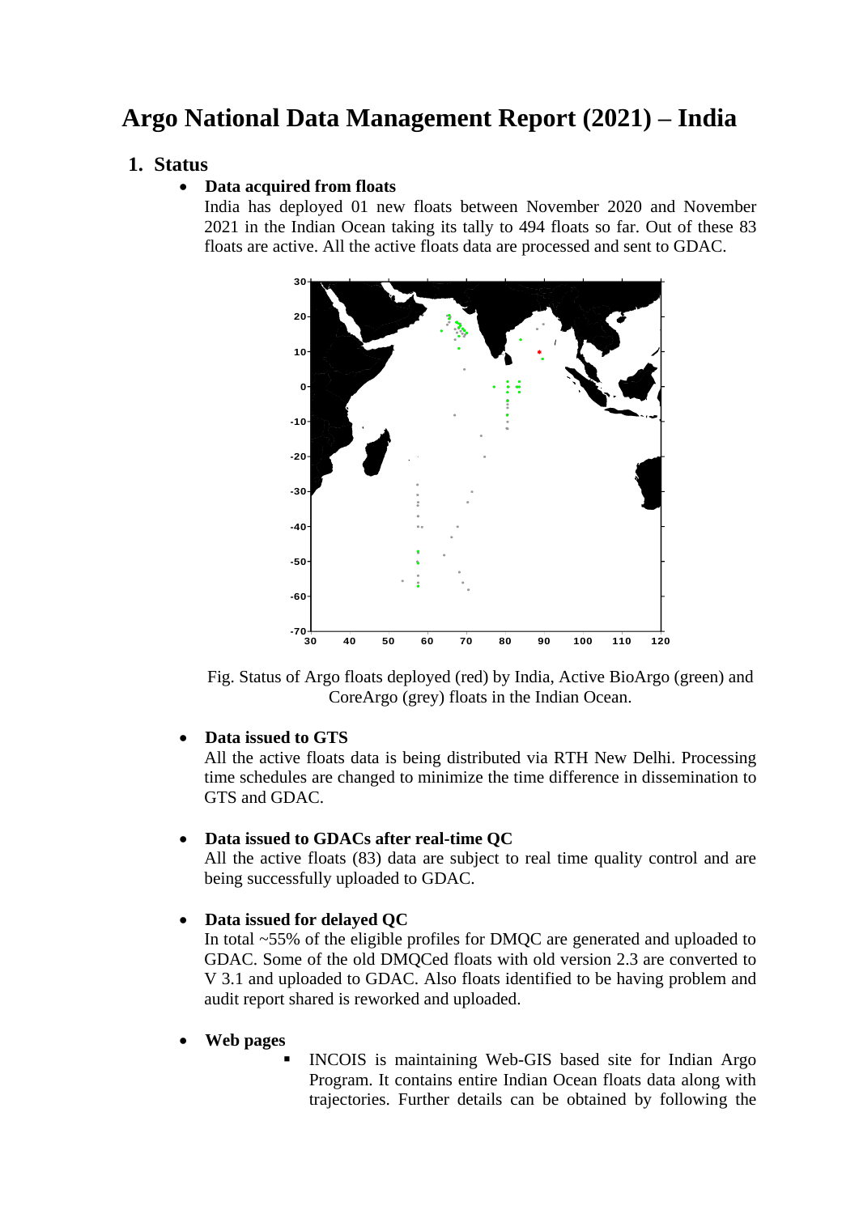# Argo National Data Management Report (2021) – India

## 1. Status

- **Data acquired from floats**

  India has deployed 01 new floats between November 2020 and November 2021 in the Indian Ocean taking its tally to 494 floats so far. Out of these 83 floats are active. All the active floats data are processed and sent to GDAC.

Fig. Status of Argo floats deployed (red) by India, Active BioArgo (green) and CoreArgo (grey) floats in the Indian Ocean.

- **Data issued to GTS**

  All the active floats data is being distributed via RTH New Delhi. Processing time schedules are changed to minimize the time difference in dissemination to GTS and GDAC.

- **Data issued to GDACs after real-time QC**

  All the active floats (83) data are subject to real time quality control and are being successfully uploaded to GDAC.

- **Data issued for delayed QC**

  In total ~55% of the eligible profiles for DMQC are generated and uploaded to GDAC. Some of the old DMQCed floats with old version 2.3 are converted to V 3.1 and uploaded to GDAC. Also floats identified to be having problem and audit report shared is reworked and uploaded.

- **Web pages**
  - INCOIS is maintaining Web-GIS based site for Indian Argo Program. It contains entire Indian Ocean floats data along with trajectories. Further details can be obtained by following the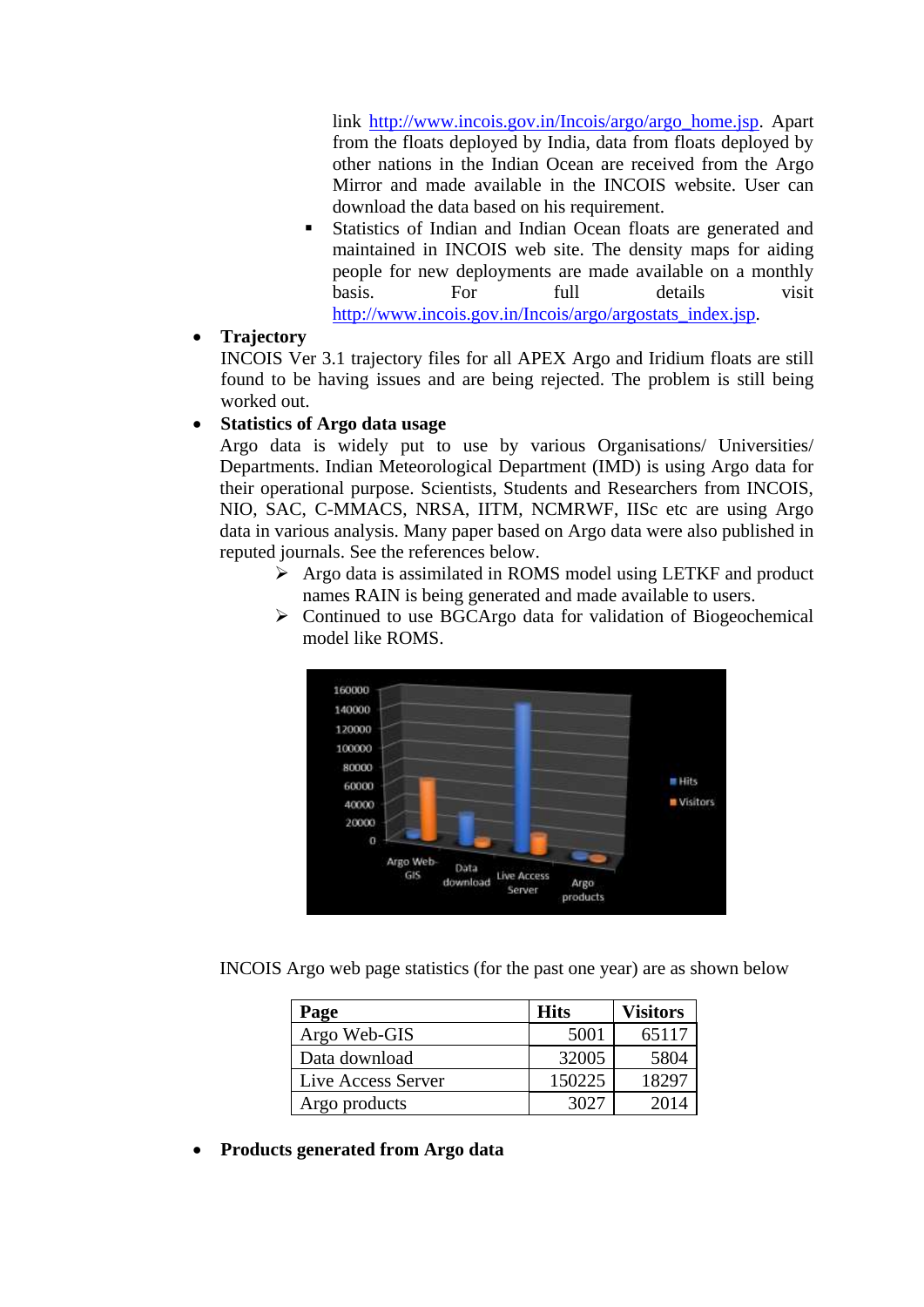link [http://www.incois.gov.in/Incois/argo/argo_home.jsp](http://www.incois.gov.in/Incois/argo/argo_home.jsp). Apart from the floats deployed by India, data from floats deployed by other nations in the Indian Ocean are received from the Argo Mirror and made available in the INCOIS website. User can download the data based on his requirement.

- Statistics of Indian and Indian Ocean floats are generated and maintained in INCOIS web site. The density maps for aiding people for new deployments are made available on a monthly basis. For full details visit [http://www.incois.gov.in/Incois/argo/argostats_index.jsp](http://www.incois.gov.in/Incois/argo/argostats_index.jsp).

- **Trajectory**
  INCOIS Ver 3.1 trajectory files for all APEX Argo and Iridium floats are still found to be having issues and are being rejected. The problem is still being worked out.

- **Statistics of Argo data usage**
  Argo data is widely put to use by various Organisations/ Universities/ Departments. Indian Meteorological Department (IMD) is using Argo data for their operational purpose. Scientists, Students and Researchers from INCOIS, NIO, SAC, C-MMACS, NRSA, IITM, NCMRWF, IISc etc are using Argo data in various analysis. Many paper based on Argo data were also published in reputed journals. See the references below.
  - Argo data is assimilated in ROMS model using LETKF and product names RAIN is being generated and made available to users.
  - Continued to use BGCArgo data for validation of Biogeochemical model like ROMS.

INCOIS Argo web page statistics (for the past one year) are as shown below

| Page | Hits | Visitors |
|---|---|---|
| Argo Web-GIS | 5001 | 65117 |
| Data download | 32005 | 5804 |
| Live Access Server | 150225 | 18297 |
| Argo products | 3027 | 2014 |

- **Products generated from Argo data**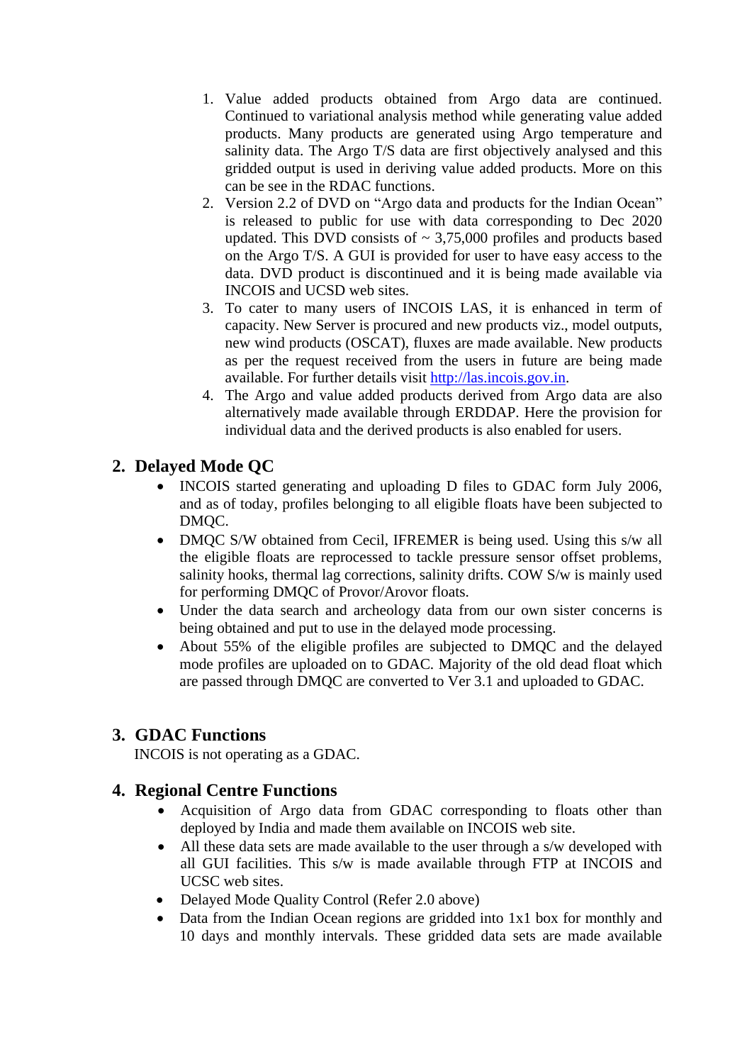1. Value added products obtained from Argo data are continued. Continued to variational analysis method while generating value added products. Many products are generated using Argo temperature and salinity data. The Argo T/S data are first objectively analysed and this gridded output is used in deriving value added products. More on this can be see in the RDAC functions.
2. Version 2.2 of DVD on "Argo data and products for the Indian Ocean" is released to public for use with data corresponding to Dec 2020 updated. This DVD consists of ~ 3,75,000 profiles and products based on the Argo T/S. A GUI is provided for user to have easy access to the data. DVD product is discontinued and it is being made available via INCOIS and UCSD web sites.
3. To cater to many users of INCOIS LAS, it is enhanced in term of capacity. New Server is procured and new products viz., model outputs, new wind products (OSCAT), fluxes are made available. New products as per the request received from the users in future are being made available. For further details visit [http://las.incois.gov.in](http://las.incois.gov.in).
4. The Argo and value added products derived from Argo data are also alternatively made available through ERDDAP. Here the provision for individual data and the derived products is also enabled for users.

## 2. Delayed Mode QC

- INCOIS started generating and uploading D files to GDAC form July 2006, and as of today, profiles belonging to all eligible floats have been subjected to DMQC.
- DMQC S/W obtained from Cecil, IFREMER is being used. Using this s/w all the eligible floats are reprocessed to tackle pressure sensor offset problems, salinity hooks, thermal lag corrections, salinity drifts. COW S/w is mainly used for performing DMQC of Provor/Arovor floats.
- Under the data search and archeology data from our own sister concerns is being obtained and put to use in the delayed mode processing.
- About 55% of the eligible profiles are subjected to DMQC and the delayed mode profiles are uploaded on to GDAC. Majority of the old dead float which are passed through DMQC are converted to Ver 3.1 and uploaded to GDAC.

## 3. GDAC Functions

INCOIS is not operating as a GDAC.

## 4. Regional Centre Functions

- Acquisition of Argo data from GDAC corresponding to floats other than deployed by India and made them available on INCOIS web site.
- All these data sets are made available to the user through a s/w developed with all GUI facilities. This s/w is made available through FTP at INCOIS and UCSC web sites.
- Delayed Mode Quality Control (Refer 2.0 above)
- Data from the Indian Ocean regions are gridded into 1x1 box for monthly and 10 days and monthly intervals. These gridded data sets are made available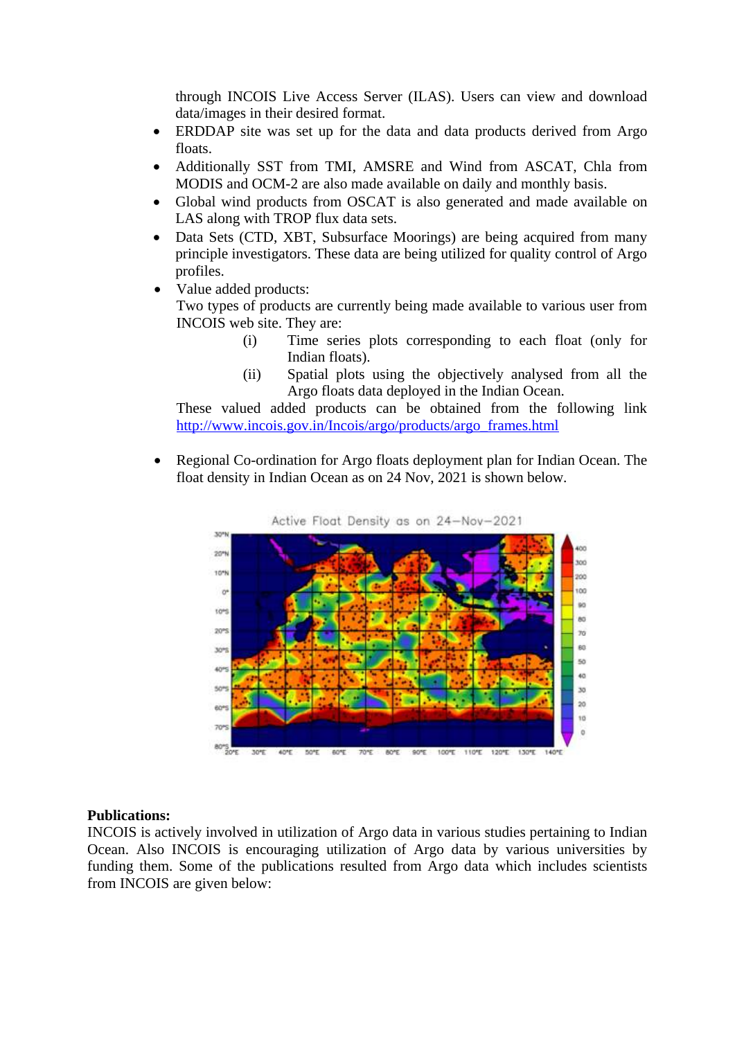through INCOIS Live Access Server (ILAS). Users can view and download data/images in their desired format.

- ERDDAP site was set up for the data and data products derived from Argo floats.
- Additionally SST from TMI, AMSRE and Wind from ASCAT, Chla from MODIS and OCM-2 are also made available on daily and monthly basis.
- Global wind products from OSCAT is also generated and made available on LAS along with TROP flux data sets.
- Data Sets (CTD, XBT, Subsurface Moorings) are being acquired from many principle investigators. These data are being utilized for quality control of Argo profiles.
- Value added products:
  Two types of products are currently being made available to various user from INCOIS web site. They are:
  (i) Time series plots corresponding to each float (only for Indian floats).
  (ii) Spatial plots using the objectively analysed from all the Argo floats data deployed in the Indian Ocean.

  These valued added products can be obtained from the following link http://www.incois.gov.in/Incois/argo/products/argo_frames.html

- Regional Co-ordination for Argo floats deployment plan for Indian Ocean. The float density in Indian Ocean as on 24 Nov, 2021 is shown below.

**Publications:**
INCOIS is actively involved in utilization of Argo data in various studies pertaining to Indian Ocean. Also INCOIS is encouraging utilization of Argo data by various universities by funding them. Some of the publications resulted from Argo data which includes scientists from INCOIS are given below: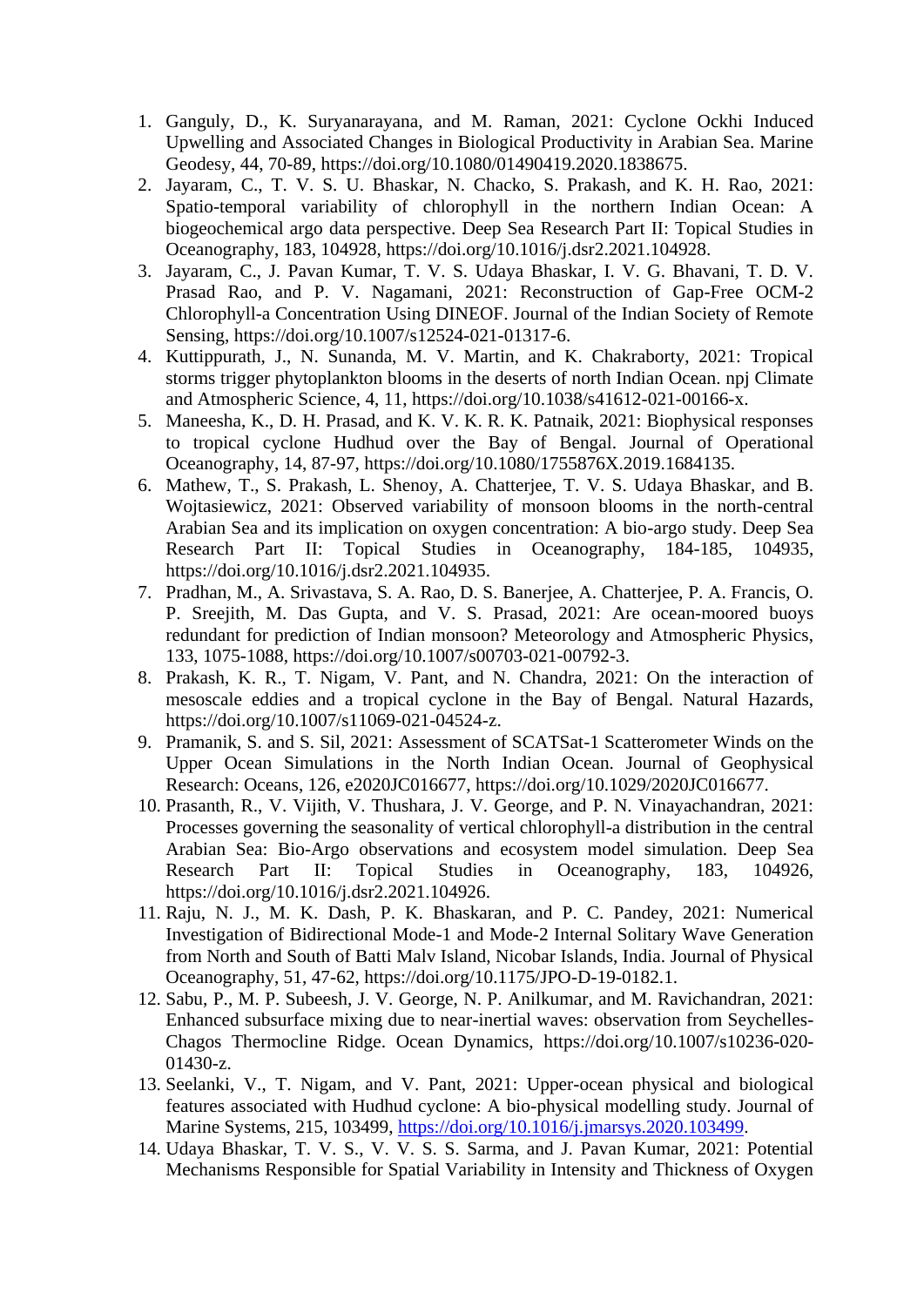1. Ganguly, D., K. Suryanarayana, and M. Raman, 2021: Cyclone Ockhi Induced Upwelling and Associated Changes in Biological Productivity in Arabian Sea. Marine Geodesy, 44, 70-89, https://doi.org/10.1080/01490419.2020.1838675.
2. Jayaram, C., T. V. S. U. Bhaskar, N. Chacko, S. Prakash, and K. H. Rao, 2021: Spatio-temporal variability of chlorophyll in the northern Indian Ocean: A biogeochemical argo data perspective. Deep Sea Research Part II: Topical Studies in Oceanography, 183, 104928, https://doi.org/10.1016/j.dsr2.2021.104928.
3. Jayaram, C., J. Pavan Kumar, T. V. S. Udaya Bhaskar, I. V. G. Bhavani, T. D. V. Prasad Rao, and P. V. Nagamani, 2021: Reconstruction of Gap-Free OCM-2 Chlorophyll-a Concentration Using DINEOF. Journal of the Indian Society of Remote Sensing, https://doi.org/10.1007/s12524-021-01317-6.
4. Kuttippurath, J., N. Sunanda, M. V. Martin, and K. Chakraborty, 2021: Tropical storms trigger phytoplankton blooms in the deserts of north Indian Ocean. npj Climate and Atmospheric Science, 4, 11, https://doi.org/10.1038/s41612-021-00166-x.
5. Maneesha, K., D. H. Prasad, and K. V. K. R. K. Patnaik, 2021: Biophysical responses to tropical cyclone Hudhud over the Bay of Bengal. Journal of Operational Oceanography, 14, 87-97, https://doi.org/10.1080/1755876X.2019.1684135.
6. Mathew, T., S. Prakash, L. Shenoy, A. Chatterjee, T. V. S. Udaya Bhaskar, and B. Wojtasiewicz, 2021: Observed variability of monsoon blooms in the north-central Arabian Sea and its implication on oxygen concentration: A bio-argo study. Deep Sea Research Part II: Topical Studies in Oceanography, 184-185, 104935, https://doi.org/10.1016/j.dsr2.2021.104935.
7. Pradhan, M., A. Srivastava, S. A. Rao, D. S. Banerjee, A. Chatterjee, P. A. Francis, O. P. Sreejith, M. Das Gupta, and V. S. Prasad, 2021: Are ocean-moored buoys redundant for prediction of Indian monsoon? Meteorology and Atmospheric Physics, 133, 1075-1088, https://doi.org/10.1007/s00703-021-00792-3.
8. Prakash, K. R., T. Nigam, V. Pant, and N. Chandra, 2021: On the interaction of mesoscale eddies and a tropical cyclone in the Bay of Bengal. Natural Hazards, https://doi.org/10.1007/s11069-021-04524-z.
9. Pramanik, S. and S. Sil, 2021: Assessment of SCATSat-1 Scatterometer Winds on the Upper Ocean Simulations in the North Indian Ocean. Journal of Geophysical Research: Oceans, 126, e2020JC016677, https://doi.org/10.1029/2020JC016677.
10. Prasanth, R., V. Vijith, V. Thushara, J. V. George, and P. N. Vinayachandran, 2021: Processes governing the seasonality of vertical chlorophyll-a distribution in the central Arabian Sea: Bio-Argo observations and ecosystem model simulation. Deep Sea Research Part II: Topical Studies in Oceanography, 183, 104926, https://doi.org/10.1016/j.dsr2.2021.104926.
11. Raju, N. J., M. K. Dash, P. K. Bhaskaran, and P. C. Pandey, 2021: Numerical Investigation of Bidirectional Mode-1 and Mode-2 Internal Solitary Wave Generation from North and South of Batti Malv Island, Nicobar Islands, India. Journal of Physical Oceanography, 51, 47-62, https://doi.org/10.1175/JPO-D-19-0182.1.
12. Sabu, P., M. P. Subeesh, J. V. George, N. P. Anilkumar, and M. Ravichandran, 2021: Enhanced subsurface mixing due to near-inertial waves: observation from Seychelles-Chagos Thermocline Ridge. Ocean Dynamics, https://doi.org/10.1007/s10236-020-01430-z.
13. Seelanki, V., T. Nigam, and V. Pant, 2021: Upper-ocean physical and biological features associated with Hudhud cyclone: A bio-physical modelling study. Journal of Marine Systems, 215, 103499, https://doi.org/10.1016/j.jmarsys.2020.103499.
14. Udaya Bhaskar, T. V. S., V. V. S. S. Sarma, and J. Pavan Kumar, 2021: Potential Mechanisms Responsible for Spatial Variability in Intensity and Thickness of Oxygen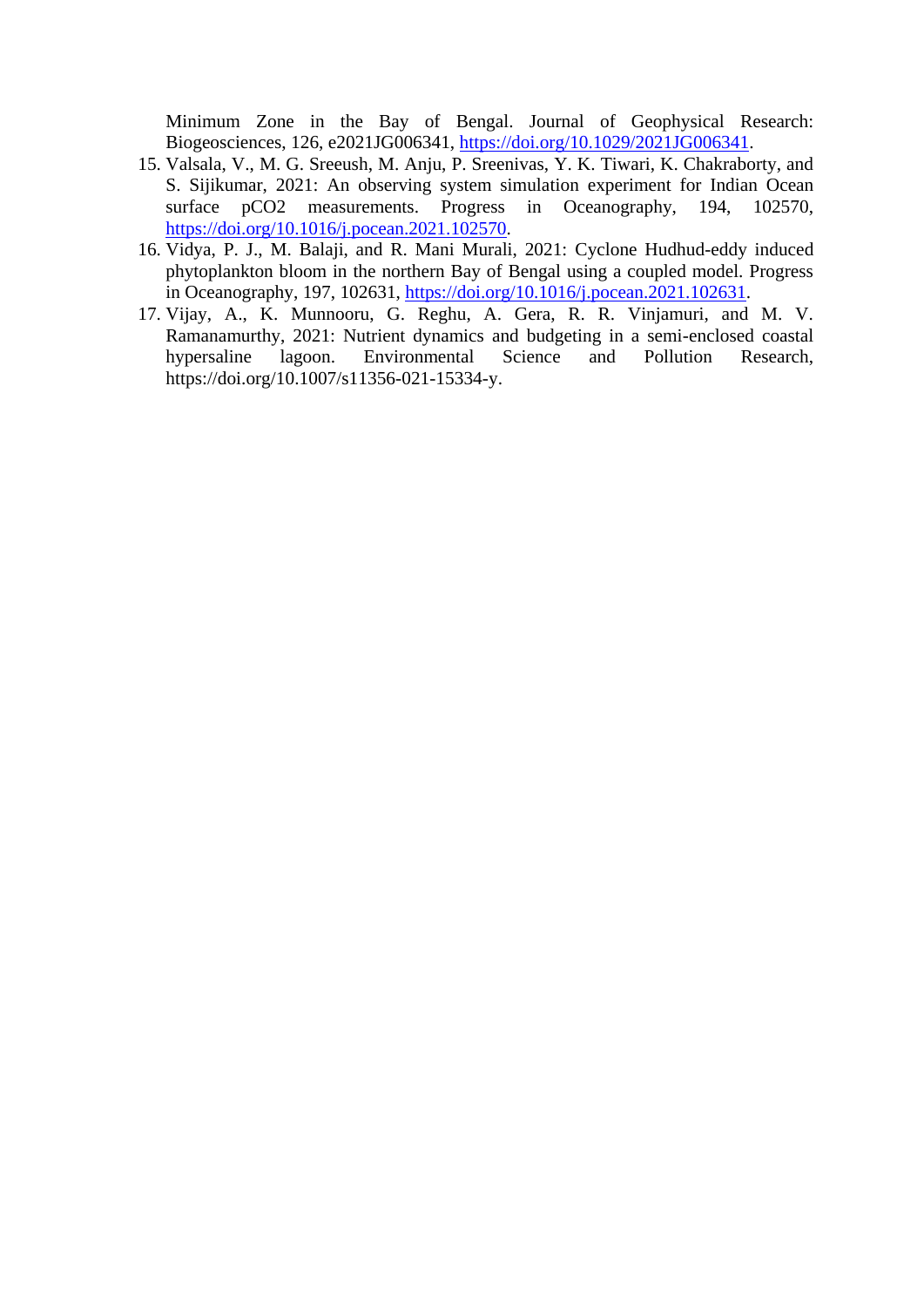Minimum Zone in the Bay of Bengal. Journal of Geophysical Research: Biogeosciences, 126, e2021JG006341, https://doi.org/10.1029/2021JG006341.

15. Valsala, V., M. G. Sreeush, M. Anju, P. Sreenivas, Y. K. Tiwari, K. Chakraborty, and S. Sijikumar, 2021: An observing system simulation experiment for Indian Ocean surface pCO2 measurements. Progress in Oceanography, 194, 102570, https://doi.org/10.1016/j.pocean.2021.102570.
16. Vidya, P. J., M. Balaji, and R. Mani Murali, 2021: Cyclone Hudhud-eddy induced phytoplankton bloom in the northern Bay of Bengal using a coupled model. Progress in Oceanography, 197, 102631, https://doi.org/10.1016/j.pocean.2021.102631.
17. Vijay, A., K. Munnooru, G. Reghu, A. Gera, R. R. Vinjamuri, and M. V. Ramanamurthy, 2021: Nutrient dynamics and budgeting in a semi-enclosed coastal hypersaline lagoon. Environmental Science and Pollution Research, https://doi.org/10.1007/s11356-021-15334-y.